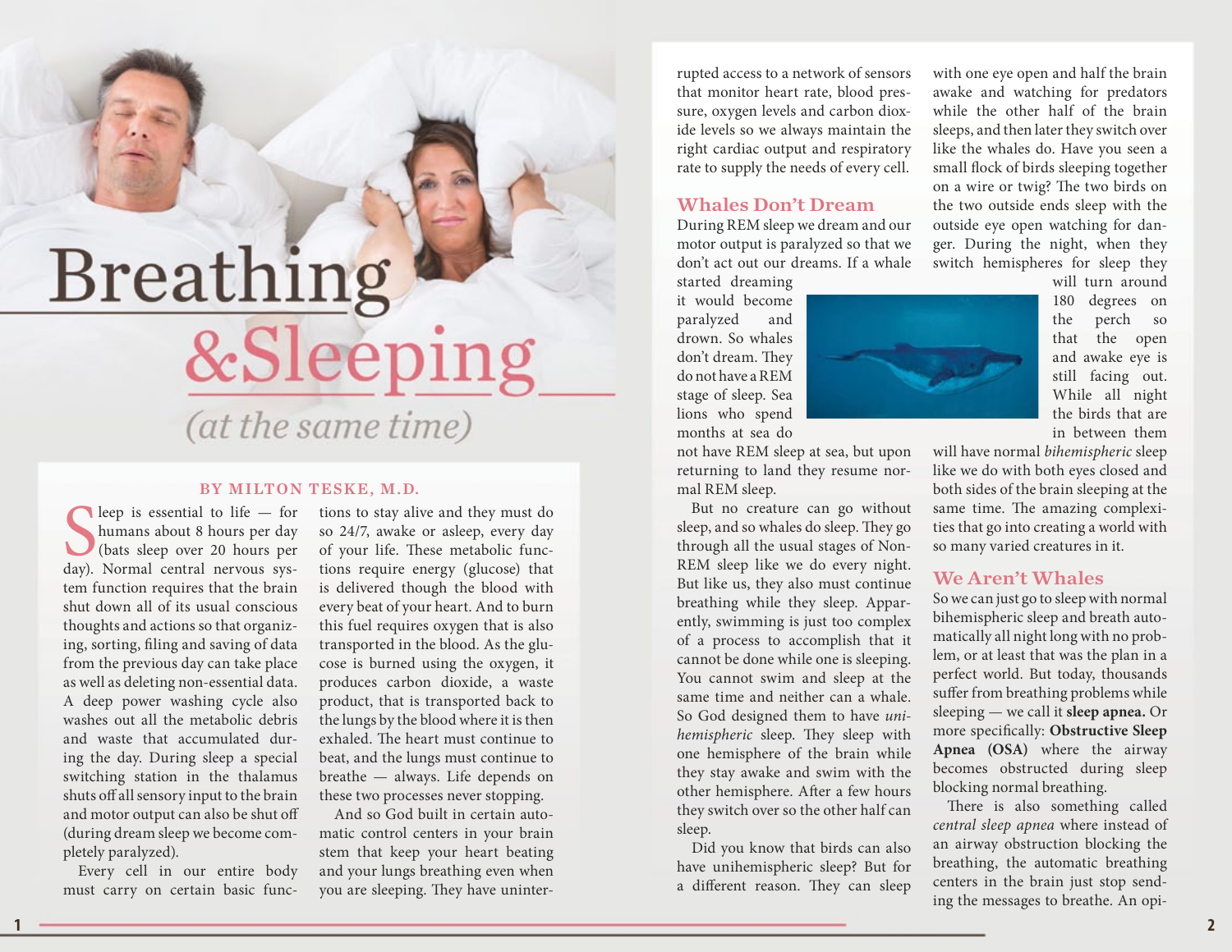# Breathing &Sleeping

*(at the same time)*

**BY MILTON TESKE, M.D.**

Sleep is essential to life — for humans about 8 hours per day (bats sleep over 20 hours per day). Normal central nervous system function requires that the brain shut down all of its usual conscious thoughts and actions so that organizing, sorting, filing and saving of data from the previous day can take place as well as deleting non-essential data. A deep power washing cycle also washes out all the metabolic debris and waste that accumulated during the day. During sleep a special switching station in the thalamus shuts off all sensory input to the brain and motor output can also be shut off (during dream sleep we become completely paralyzed).

Every cell in our entire body must carry on certain basic functions to stay alive and they must do so 24/7, awake or asleep, every day of your life. These metabolic functions require energy (glucose) that is delivered though the blood with every beat of your heart. And to burn this fuel requires oxygen that is also transported in the blood. As the glucose is burned using the oxygen, it produces carbon dioxide, a waste product, that is transported back to the lungs by the blood where it is then exhaled. The heart must continue to beat, and the lungs must continue to breathe — always. Life depends on these two processes never stopping.

And so God built in certain automatic control centers in your brain stem that keep your heart beating and your lungs breathing even when you are sleeping. They have uninterrupted access to a network of sensors that monitor heart rate, blood pressure, oxygen levels and carbon dioxide levels so we always maintain the right cardiac output and respiratory rate to supply the needs of every cell.

## Whales Don't Dream

During REM sleep we dream and our motor output is paralyzed so that we don't act out our dreams. If a whale started dreaming it would become paralyzed and drown. So whales don't dream. They do not have a REM stage of sleep. Sea lions who spend months at sea do not have REM sleep at sea, but upon returning to land they resume normal REM sleep.

But no creature can go without sleep, and so whales do sleep. They go through all the usual stages of Non-REM sleep like we do every night. But like us, they also must continue breathing while they sleep. Apparently, swimming is just too complex of a process to accomplish that it cannot be done while one is sleeping. You cannot swim and sleep at the same time and neither can a whale. So God designed them to have *unihemispheric* sleep. They sleep with one hemisphere of the brain while they stay awake and swim with the other hemisphere. After a few hours they switch over so the other half can sleep.

Did you know that birds can also have unihemispheric sleep? But for a different reason. They can sleep with one eye open and half the brain awake and watching for predators while the other half of the brain sleeps, and then later they switch over like the whales do. Have you seen a small flock of birds sleeping together on a wire or twig? The two birds on the two outside ends sleep with the outside eye open watching for danger. During the night, when they switch hemispheres for sleep they will turn around 180 degrees on the perch so that the open and awake eye is still facing out. While all night the birds that are in between them will have normal *bihemispheric* sleep like we do with both eyes closed and both sides of the brain sleeping at the same time. The amazing complexities that go into creating a world with so many varied creatures in it.

## We Aren't Whales

So we can just go to sleep with normal bihemispheric sleep and breath automatically all night long with no problem, or at least that was the plan in a perfect world. But today, thousands suffer from breathing problems while sleeping — we call it **sleep apnea.** Or more specifically: **Obstructive Sleep Apnea (OSA)** where the airway becomes obstructed during sleep blocking normal breathing.

There is also something called *central sleep apnea* where instead of an airway obstruction blocking the breathing, the automatic breathing centers in the brain just stop sending the messages to breathe. An opi-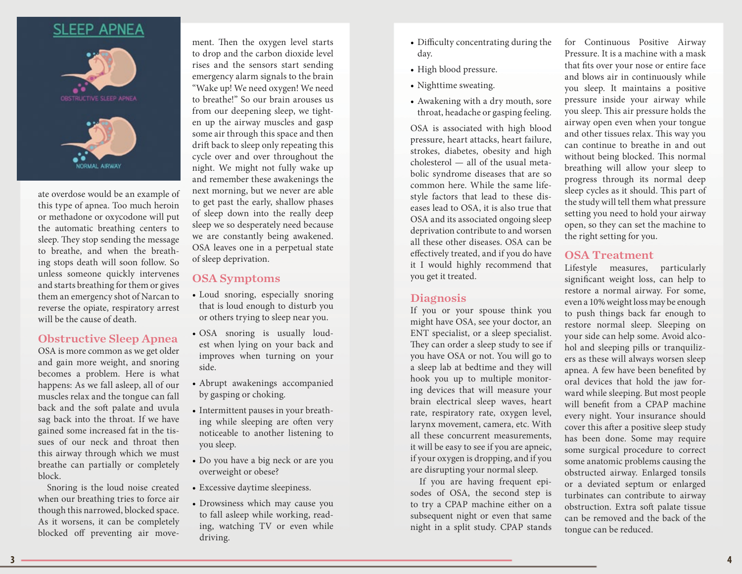ate overdose would be an example of this type of apnea. Too much heroin or methadone or oxycodone will put the automatic breathing centers to sleep. They stop sending the message to breathe, and when the breathing stops death will soon follow. So unless someone quickly intervenes and starts breathing for them or gives them an emergency shot of Narcan to reverse the opiate, respiratory arrest will be the cause of death.

## Obstructive Sleep Apnea

OSA is more common as we get older and gain more weight, and snoring becomes a problem. Here is what happens: As we fall asleep, all of our muscles relax and the tongue can fall back and the soft palate and uvula sag back into the throat. If we have gained some increased fat in the tissues of our neck and throat then this airway through which we must breathe can partially or completely block.

Snoring is the loud noise created when our breathing tries to force air though this narrowed, blocked space. As it worsens, it can be completely blocked off preventing air movement. Then the oxygen level starts to drop and the carbon dioxide level rises and the sensors start sending emergency alarm signals to the brain "Wake up! We need oxygen! We need to breathe!" So our brain arouses us from our deepening sleep, we tighten up the airway muscles and gasp some air through this space and then drift back to sleep only repeating this cycle over and over throughout the night. We might not fully wake up and remember these awakenings the next morning, but we never are able to get past the early, shallow phases of sleep down into the really deep sleep we so desperately need because we are constantly being awakened. OSA leaves one in a perpetual state of sleep deprivation.

## OSA Symptoms

- Loud snoring, especially snoring that is loud enough to disturb you or others trying to sleep near you.
- OSA snoring is usually loudest when lying on your back and improves when turning on your side.
- Abrupt awakenings accompanied by gasping or choking.
- Intermittent pauses in your breathing while sleeping are often very noticeable to another listening to you sleep.
- Do you have a big neck or are you overweight or obese?
- Excessive daytime sleepiness.
- Drowsiness which may cause you to fall asleep while working, reading, watching TV or even while driving.
- Difficulty concentrating during the day.
- High blood pressure.
- Nighttime sweating.
- Awakening with a dry mouth, sore throat, headache or gasping feeling.

OSA is associated with high blood pressure, heart attacks, heart failure, strokes, diabetes, obesity and high cholesterol — all of the usual metabolic syndrome diseases that are so common here. While the same lifestyle factors that lead to these diseases lead to OSA, it is also true that OSA and its associated ongoing sleep deprivation contribute to and worsen all these other diseases. OSA can be effectively treated, and if you do have it I would highly recommend that you get it treated.

## Diagnosis

If you or your spouse think you might have OSA, see your doctor, an ENT specialist, or a sleep specialist. They can order a sleep study to see if you have OSA or not. You will go to a sleep lab at bedtime and they will hook you up to multiple monitoring devices that will measure your brain electrical sleep waves, heart rate, respiratory rate, oxygen level, larynx movement, camera, etc. With all these concurrent measurements, it will be easy to see if you are apneic, if your oxygen is dropping, and if you are disrupting your normal sleep.

If you are having frequent episodes of OSA, the second step is to try a CPAP machine either on a subsequent night or even that same night in a split study. CPAP stands for Continuous Positive Airway Pressure. It is a machine with a mask that fits over your nose or entire face and blows air in continuously while you sleep. It maintains a positive pressure inside your airway while you sleep. This air pressure holds the airway open even when your tongue and other tissues relax. This way you can continue to breathe in and out without being blocked. This normal breathing will allow your sleep to progress through its normal deep sleep cycles as it should. This part of the study will tell them what pressure setting you need to hold your airway open, so they can set the machine to the right setting for you.

## OSA Treatment

Lifestyle measures, particularly significant weight loss, can help to restore a normal airway. For some, even a 10% weight loss may be enough to push things back far enough to restore normal sleep. Sleeping on your side can help some. Avoid alcohol and sleeping pills or tranquilizers as these will always worsen sleep apnea. A few have been benefited by oral devices that hold the jaw forward while sleeping. But most people will benefit from a CPAP machine every night. Your insurance should cover this after a positive sleep study has been done. Some may require some surgical procedure to correct some anatomic problems causing the obstructed airway. Enlarged tonsils or a deviated septum or enlarged turbinates can contribute to airway obstruction. Extra soft palate tissue can be removed and the back of the tongue can be reduced.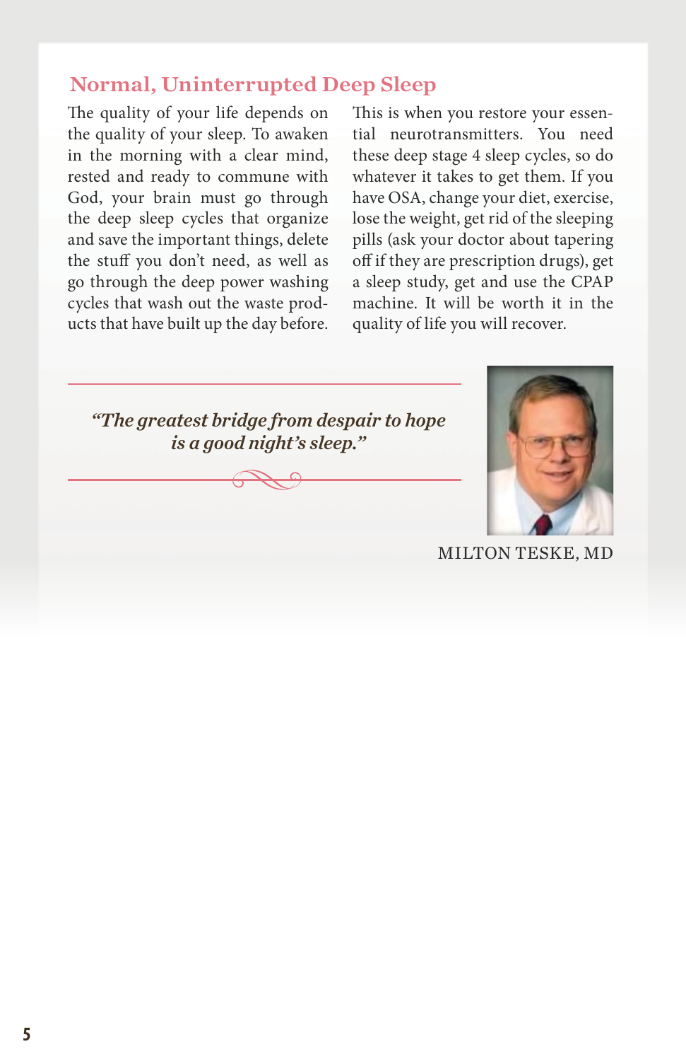## Normal, Uninterrupted Deep Sleep

The quality of your life depends on the quality of your sleep. To awaken in the morning with a clear mind, rested and ready to commune with God, your brain must go through the deep sleep cycles that organize and save the important things, delete the stuff you don't need, as well as go through the deep power washing cycles that wash out the waste products that have built up the day before. This is when you restore your essential neurotransmitters. You need these deep stage 4 sleep cycles, so do whatever it takes to get them. If you have OSA, change your diet, exercise, lose the weight, get rid of the sleeping pills (ask your doctor about tapering off if they are prescription drugs), get a sleep study, get and use the CPAP machine. It will be worth it in the quality of life you will recover.

***"The greatest bridge from despair to hope is a good night's sleep."***

MILTON TESKE, MD